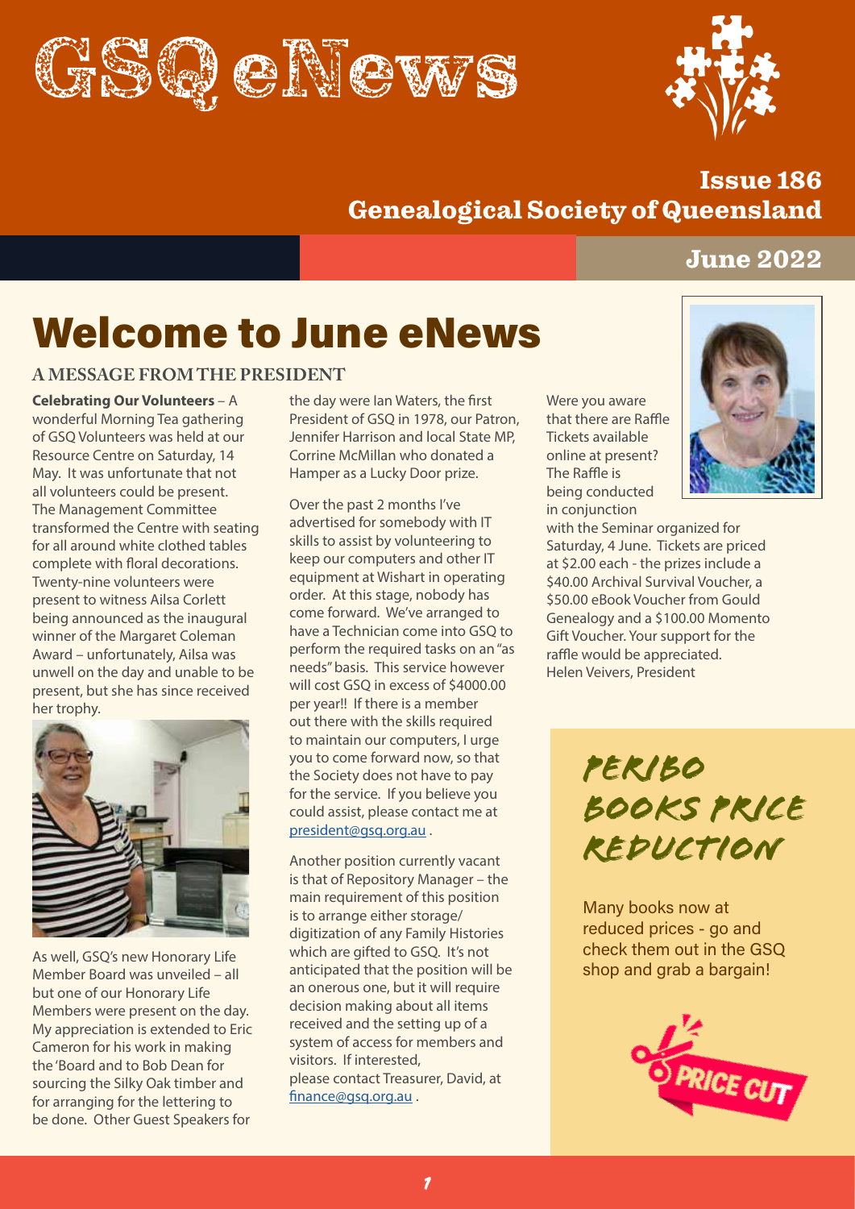# GSQ eNews

**Issue 186**
**Genealogical Society of Queensland**

**June 2022**

# Welcome to June eNews

## A MESSAGE FROM THE PRESIDENT

**Celebrating Our Volunteers** – A wonderful Morning Tea gathering of GSQ Volunteers was held at our Resource Centre on Saturday, 14 May. It was unfortunate that not all volunteers could be present. The Management Committee transformed the Centre with seating for all around white clothed tables complete with floral decorations. Twenty-nine volunteers were present to witness Ailsa Corlett being announced as the inaugural winner of the Margaret Coleman Award – unfortunately, Ailsa was unwell on the day and unable to be present, but she has since received her trophy.

As well, GSQ's new Honorary Life Member Board was unveiled – all but one of our Honorary Life Members were present on the day. My appreciation is extended to Eric Cameron for his work in making the 'Board and to Bob Dean for sourcing the Silky Oak timber and for arranging for the lettering to be done. Other Guest Speakers for the day were Ian Waters, the first President of GSQ in 1978, our Patron, Jennifer Harrison and local State MP, Corrine McMillan who donated a Hamper as a Lucky Door prize.

Over the past 2 months I've advertised for somebody with IT skills to assist by volunteering to keep our computers and other IT equipment at Wishart in operating order. At this stage, nobody has come forward. We've arranged to have a Technician come into GSQ to perform the required tasks on an "as needs" basis. This service however will cost GSQ in excess of $4000.00 per year!! If there is a member out there with the skills required to maintain our computers, I urge you to come forward now, so that the Society does not have to pay for the service. If you believe you could assist, please contact me at president@gsq.org.au .

Another position currently vacant is that of Repository Manager – the main requirement of this position is to arrange either storage/digitization of any Family Histories which are gifted to GSQ. It's not anticipated that the position will be an onerous one, but it will require decision making about all items received and the setting up of a system of access for members and visitors. If interested, please contact Treasurer, David, at finance@gsq.org.au .

Were you aware that there are Raffle Tickets available online at present? The Raffle is being conducted in conjunction with the Seminar organized for Saturday, 4 June. Tickets are priced at $2.00 each - the prizes include a $40.00 Archival Survival Voucher, a $50.00 eBook Voucher from Gould Genealogy and a $100.00 Momento Gift Voucher. Your support for the raffle would be appreciated.
Helen Veivers, President

## PERIBO BOOKS PRICE REDUCTION

Many books now at reduced prices - go and check them out in the GSQ shop and grab a bargain!

PRICE CUT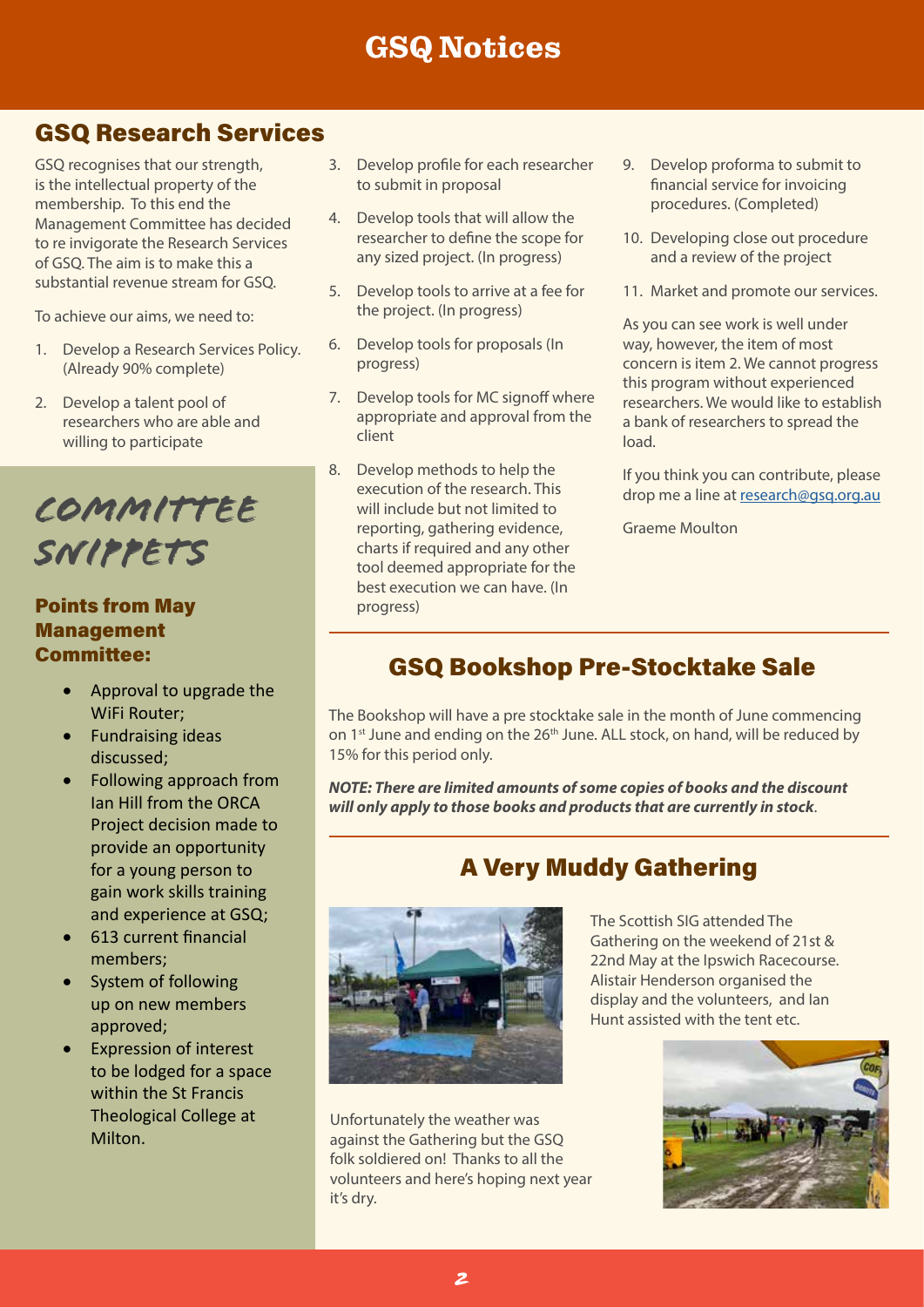# GSQ Notices

## GSQ Research Services

GSQ recognises that our strength, is the intellectual property of the membership. To this end the Management Committee has decided to re invigorate the Research Services of GSQ. The aim is to make this a substantial revenue stream for GSQ.

To achieve our aims, we need to:

1. Develop a Research Services Policy. (Already 90% complete)
2. Develop a talent pool of researchers who are able and willing to participate
3. Develop profile for each researcher to submit in proposal
4. Develop tools that will allow the researcher to define the scope for any sized project. (In progress)
5. Develop tools to arrive at a fee for the project. (In progress)
6. Develop tools for proposals (In progress)
7. Develop tools for MC signoff where appropriate and approval from the client
8. Develop methods to help the execution of the research. This will include but not limited to reporting, gathering evidence, charts if required and any other tool deemed appropriate for the best execution we can have. (In progress)
9. Develop proforma to submit to financial service for invoicing procedures. (Completed)
10. Developing close out procedure and a review of the project
11. Market and promote our services.

As you can see work is well under way, however, the item of most concern is item 2. We cannot progress this program without experienced researchers. We would like to establish a bank of researchers to spread the load.

If you think you can contribute, please drop me a line at research@gsq.org.au

Graeme Moulton

## Committee Snippets

### Points from May Management Committee:

- Approval to upgrade the WiFi Router;
- Fundraising ideas discussed;
- Following approach from Ian Hill from the ORCA Project decision made to provide an opportunity for a young person to gain work skills training and experience at GSQ;
- 613 current financial members;
- System of following up on new members approved;
- Expression of interest to be lodged for a space within the St Francis Theological College at Milton.

## GSQ Bookshop Pre-Stocktake Sale

The Bookshop will have a pre stocktake sale in the month of June commencing on 1st June and ending on the 26th June. ALL stock, on hand, will be reduced by 15% for this period only.

***NOTE: There are limited amounts of some copies of books and the discount will only apply to those books and products that are currently in stock***.

## A Very Muddy Gathering

The Scottish SIG attended The Gathering on the weekend of 21st & 22nd May at the Ipswich Racecourse. Alistair Henderson organised the display and the volunteers, and Ian Hunt assisted with the tent etc.

Unfortunately the weather was against the Gathering but the GSQ folk soldiered on! Thanks to all the volunteers and here's hoping next year it's dry.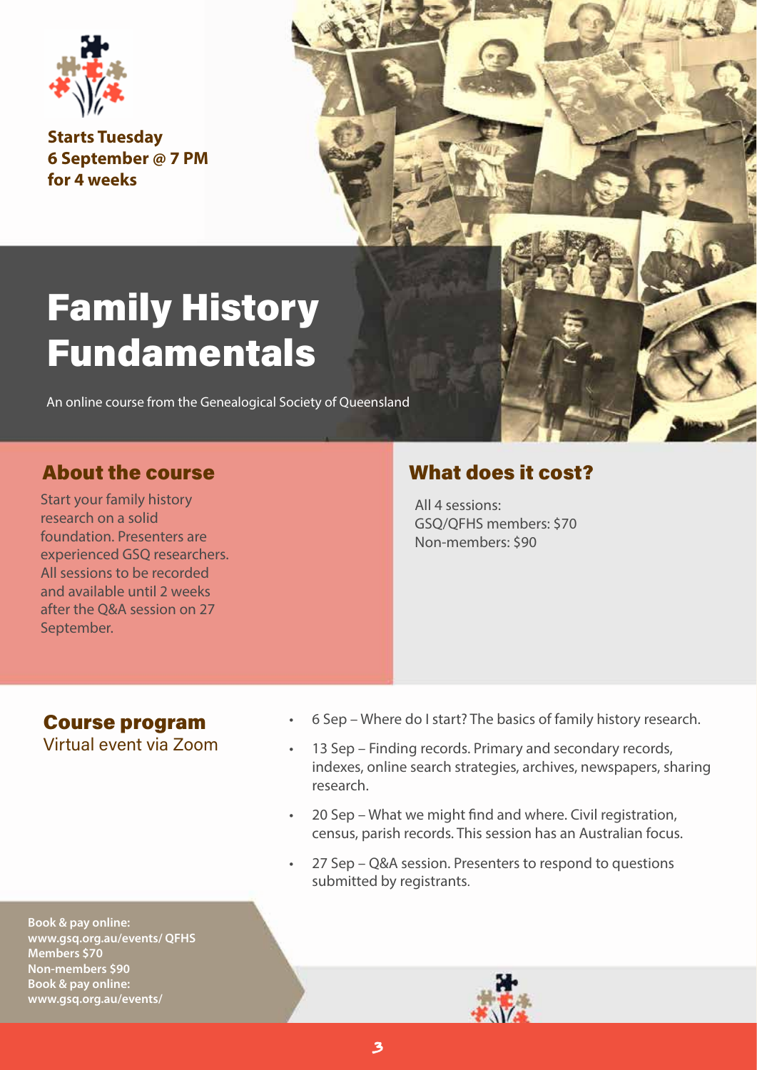**Starts Tuesday 6 September @ 7 PM for 4 weeks**

# Family History Fundamentals

An online course from the Genealogical Society of Queensland

## About the course

Start your family history research on a solid foundation. Presenters are experienced GSQ researchers. All sessions to be recorded and available until 2 weeks after the Q&A session on 27 September.

## What does it cost?

All 4 sessions:
GSQ/QFHS members: $70
Non-members: $90

## Course program

Virtual event via Zoom

- 6 Sep – Where do I start? The basics of family history research.
- 13 Sep – Finding records. Primary and secondary records, indexes, online search strategies, archives, newspapers, sharing research.
- 20 Sep – What we might find and where. Civil registration, census, parish records. This session has an Australian focus.
- 27 Sep – Q&A session. Presenters to respond to questions submitted by registrants.

**Book & pay online:**
**www.gsq.org.au/events/ QFHS Members $70**
**Non-members $90**
**Book & pay online:**
**www.gsq.org.au/events/**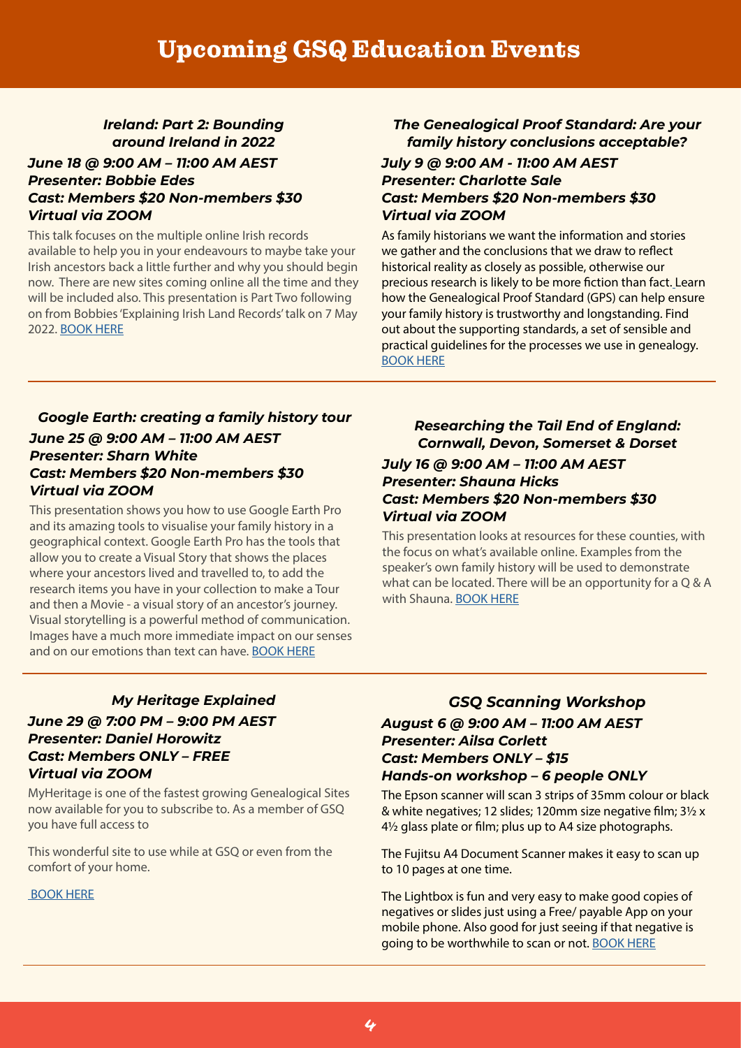# Upcoming GSQ Education Events

### *Ireland: Part 2: Bounding around Ireland in 2022*

***June 18 @ 9:00 AM – 11:00 AM AEST***
***Presenter: Bobbie Edes***
***Cast: Members $20 Non-members $30***
***Virtual via ZOOM***

This talk focuses on the multiple online Irish records available to help you in your endeavours to maybe take your Irish ancestors back a little further and why you should begin now. There are new sites coming online all the time and they will be included also. This presentation is Part Two following on from Bobbies 'Explaining Irish Land Records' talk on 7 May 2022. BOOK HERE

### *The Genealogical Proof Standard: Are your family history conclusions acceptable?*

***July 9 @ 9:00 AM - 11:00 AM AEST***
***Presenter: Charlotte Sale***
***Cast: Members $20 Non-members $30***
***Virtual via ZOOM***

As family historians we want the information and stories we gather and the conclusions that we draw to reflect historical reality as closely as possible, otherwise our precious research is likely to be more fiction than fact. Learn how the Genealogical Proof Standard (GPS) can help ensure your family history is trustworthy and longstanding. Find out about the supporting standards, a set of sensible and practical guidelines for the processes we use in genealogy. BOOK HERE

---

### *Google Earth: creating a family history tour*

***June 25 @ 9:00 AM – 11:00 AM AEST***
***Presenter: Sharn White***
***Cast: Members $20 Non-members $30***
***Virtual via ZOOM***

This presentation shows you how to use Google Earth Pro and its amazing tools to visualise your family history in a geographical context. Google Earth Pro has the tools that allow you to create a Visual Story that shows the places where your ancestors lived and travelled to, to add the research items you have in your collection to make a Tour and then a Movie - a visual story of an ancestor's journey. Visual storytelling is a powerful method of communication. Images have a much more immediate impact on our senses and on our emotions than text can have. BOOK HERE

### *Researching the Tail End of England: Cornwall, Devon, Somerset & Dorset*

***July 16 @ 9:00 AM – 11:00 AM AEST***
***Presenter: Shauna Hicks***
***Cast: Members $20 Non-members $30***
***Virtual via ZOOM***

This presentation looks at resources for these counties, with the focus on what's available online. Examples from the speaker's own family history will be used to demonstrate what can be located. There will be an opportunity for a Q & A with Shauna. BOOK HERE

---

### *My Heritage Explained*

***June 29 @ 7:00 PM – 9:00 PM AEST***
***Presenter: Daniel Horowitz***
***Cast: Members ONLY – FREE***
***Virtual via ZOOM***

MyHeritage is one of the fastest growing Genealogical Sites now available for you to subscribe to. As a member of GSQ you have full access to

This wonderful site to use while at GSQ or even from the comfort of your home.

BOOK HERE

### *GSQ Scanning Workshop*

***August 6 @ 9:00 AM – 11:00 AM AEST***
***Presenter: Ailsa Corlett***
***Cast: Members ONLY – $15***
***Hands-on workshop – 6 people ONLY***

The Epson scanner will scan 3 strips of 35mm colour or black & white negatives; 12 slides; 120mm size negative film; 3½ x 4½ glass plate or film; plus up to A4 size photographs.

The Fujitsu A4 Document Scanner makes it easy to scan up to 10 pages at one time.

The Lightbox is fun and very easy to make good copies of negatives or slides just using a Free/ payable App on your mobile phone. Also good for just seeing if that negative is going to be worthwhile to scan or not. BOOK HERE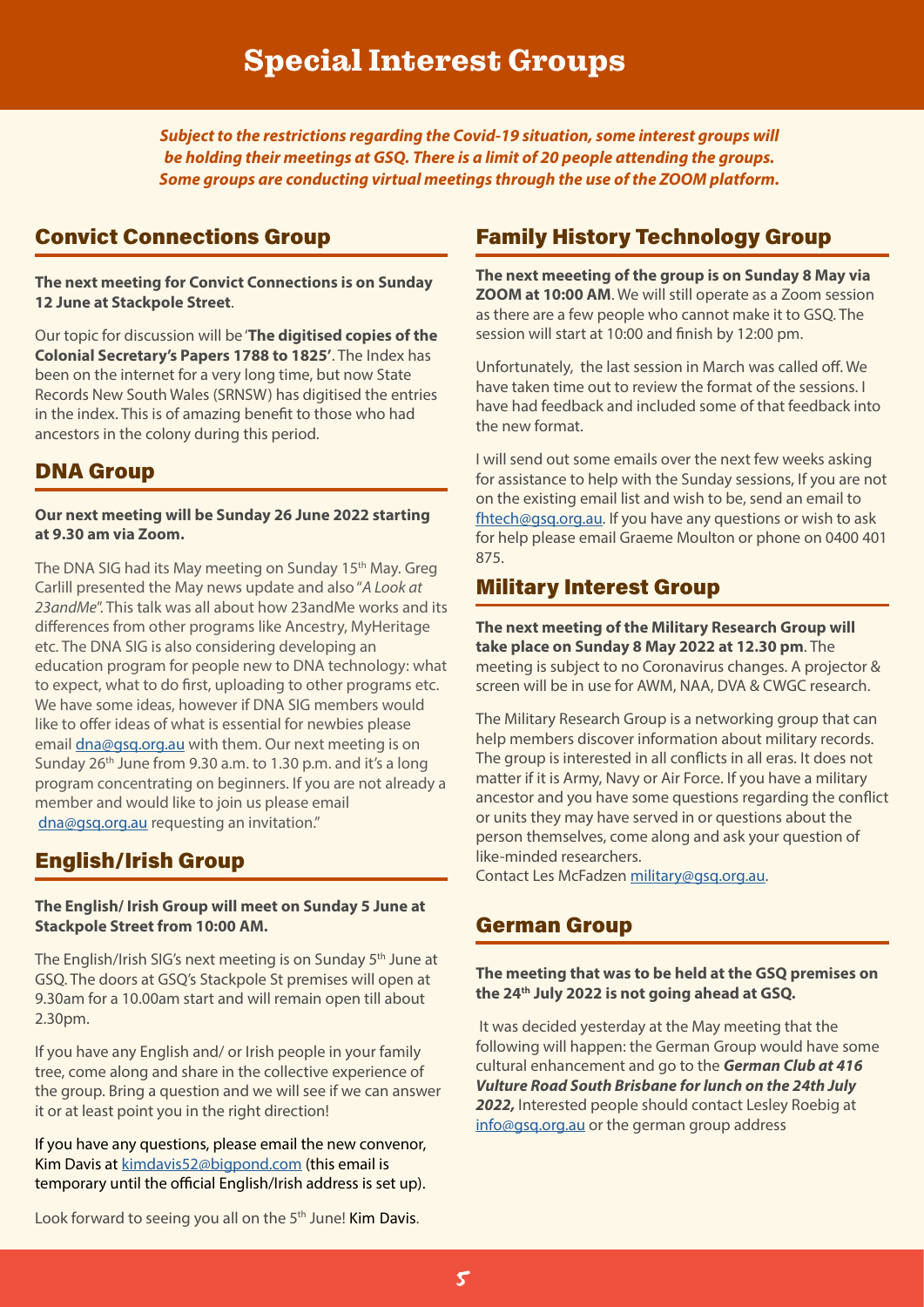# Special Interest Groups

***Subject to the restrictions regarding the Covid-19 situation, some interest groups will be holding their meetings at GSQ. There is a limit of 20 people attending the groups. Some groups are conducting virtual meetings through the use of the ZOOM platform.***

## Convict Connections Group

**The next meeting for Convict Connections is on Sunday 12 June at Stackpole Street**.

Our topic for discussion will be '**The digitised copies of the Colonial Secretary's Papers 1788 to 1825'**. The Index has been on the internet for a very long time, but now State Records New South Wales (SRNSW) has digitised the entries in the index. This is of amazing benefit to those who had ancestors in the colony during this period.

## DNA Group

**Our next meeting will be Sunday 26 June 2022 starting at 9.30 am via Zoom.**

The DNA SIG had its May meeting on Sunday 15th May. Greg Carlill presented the May news update and also "*A Look at 23andMe*". This talk was all about how 23andMe works and its differences from other programs like Ancestry, MyHeritage etc. The DNA SIG is also considering developing an education program for people new to DNA technology: what to expect, what to do first, uploading to other programs etc. We have some ideas, however if DNA SIG members would like to offer ideas of what is essential for newbies please email dna@gsq.org.au with them. Our next meeting is on Sunday 26th June from 9.30 a.m. to 1.30 p.m. and it's a long program concentrating on beginners. If you are not already a member and would like to join us please email dna@gsq.org.au requesting an invitation."

## English/Irish Group

**The English/ Irish Group will meet on Sunday 5 June at Stackpole Street from 10:00 AM.**

The English/Irish SIG's next meeting is on Sunday 5th June at GSQ. The doors at GSQ's Stackpole St premises will open at 9.30am for a 10.00am start and will remain open till about 2.30pm.

If you have any English and/ or Irish people in your family tree, come along and share in the collective experience of the group. Bring a question and we will see if we can answer it or at least point you in the right direction!

If you have any questions, please email the new convenor, Kim Davis at kimdavis52@bigpond.com (this email is temporary until the official English/Irish address is set up).

Look forward to seeing you all on the 5th June! Kim Davis.

## Family History Technology Group

**The next meeeting of the group is on Sunday 8 May via ZOOM at 10:00 AM**. We will still operate as a Zoom session as there are a few people who cannot make it to GSQ. The session will start at 10:00 and finish by 12:00 pm.

Unfortunately, the last session in March was called off. We have taken time out to review the format of the sessions. I have had feedback and included some of that feedback into the new format.

I will send out some emails over the next few weeks asking for assistance to help with the Sunday sessions, If you are not on the existing email list and wish to be, send an email to fhtech@gsq.org.au. If you have any questions or wish to ask for help please email Graeme Moulton or phone on 0400 401 875.

## Military Interest Group

**The next meeting of the Military Research Group will take place on Sunday 8 May 2022 at 12.30 pm**. The meeting is subject to no Coronavirus changes. A projector & screen will be in use for AWM, NAA, DVA & CWGC research.

The Military Research Group is a networking group that can help members discover information about military records. The group is interested in all conflicts in all eras. It does not matter if it is Army, Navy or Air Force. If you have a military ancestor and you have some questions regarding the conflict or units they may have served in or questions about the person themselves, come along and ask your question of like-minded researchers.
Contact Les McFadzen military@gsq.org.au.

## German Group

**The meeting that was to be held at the GSQ premises on the 24th July 2022 is not going ahead at GSQ.**

It was decided yesterday at the May meeting that the following will happen: the German Group would have some cultural enhancement and go to the ***German Club at 416 Vulture Road South Brisbane for lunch on the 24th July 2022,*** Interested people should contact Lesley Roebig at info@gsq.org.au or the german group address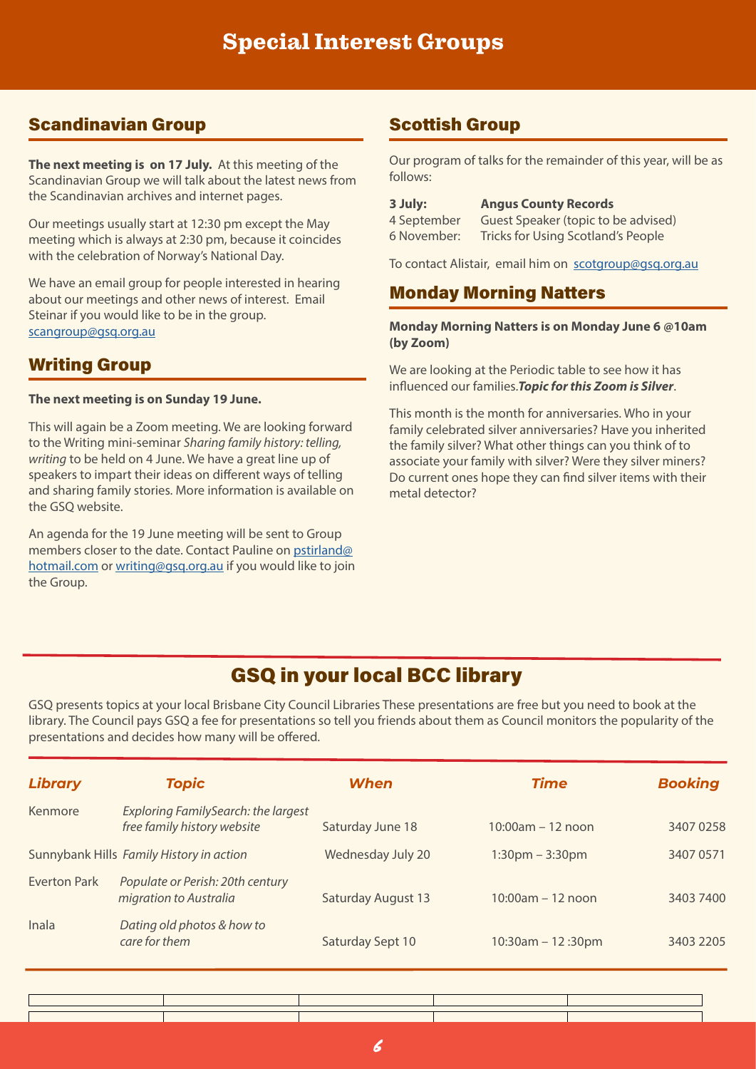# Special Interest Groups

## Scandinavian Group

**The next meeting is on 17 July.** At this meeting of the Scandinavian Group we will talk about the latest news from the Scandinavian archives and internet pages.

Our meetings usually start at 12:30 pm except the May meeting which is always at 2:30 pm, because it coincides with the celebration of Norway's National Day.

We have an email group for people interested in hearing about our meetings and other news of interest. Email Steinar if you would like to be in the group. scangroup@gsq.org.au

## Writing Group

**The next meeting is on Sunday 19 June.**

This will again be a Zoom meeting. We are looking forward to the Writing mini-seminar *Sharing family history: telling, writing* to be held on 4 June. We have a great line up of speakers to impart their ideas on different ways of telling and sharing family stories. More information is available on the GSQ website.

An agenda for the 19 June meeting will be sent to Group members closer to the date. Contact Pauline on pstirland@hotmail.com or writing@gsq.org.au if you would like to join the Group.

## Scottish Group

Our program of talks for the remainder of this year, will be as follows:

**3 July:** **Angus County Records**
4 September Guest Speaker (topic to be advised)
6 November: Tricks for Using Scotland's People

To contact Alistair, email him on scotgroup@gsq.org.au

## Monday Morning Natters

**Monday Morning Natters is on Monday June 6 @10am (by Zoom)**

We are looking at the Periodic table to see how it has influenced our families.***Topic for this Zoom is Silver***.

This month is the month for anniversaries. Who in your family celebrated silver anniversaries? Have you inherited the family silver? What other things can you think of to associate your family with silver? Were they silver miners? Do current ones hope they can find silver items with their metal detector?

## GSQ in your local BCC library

GSQ presents topics at your local Brisbane City Council Libraries These presentations are free but you need to book at the library. The Council pays GSQ a fee for presentations so tell you friends about them as Council monitors the popularity of the presentations and decides how many will be offered.

| *Library* | *Topic* | *When* | *Time* | *Booking* |
|---|---|---|---|---|
| Kenmore | *Exploring FamilySearch: the largest free family history website* | Saturday June 18 | 10:00am – 12 noon | 3407 0258 |
| Sunnybank Hills | *Family History in action* | Wednesday July 20 | 1:30pm – 3:30pm | 3407 0571 |
| Everton Park | *Populate or Perish: 20th century migration to Australia* | Saturday August 13 | 10:00am – 12 noon | 3403 7400 |
| Inala | *Dating old photos & how to care for them* | Saturday Sept 10 | 10:30am – 12 :30pm | 3403 2205 |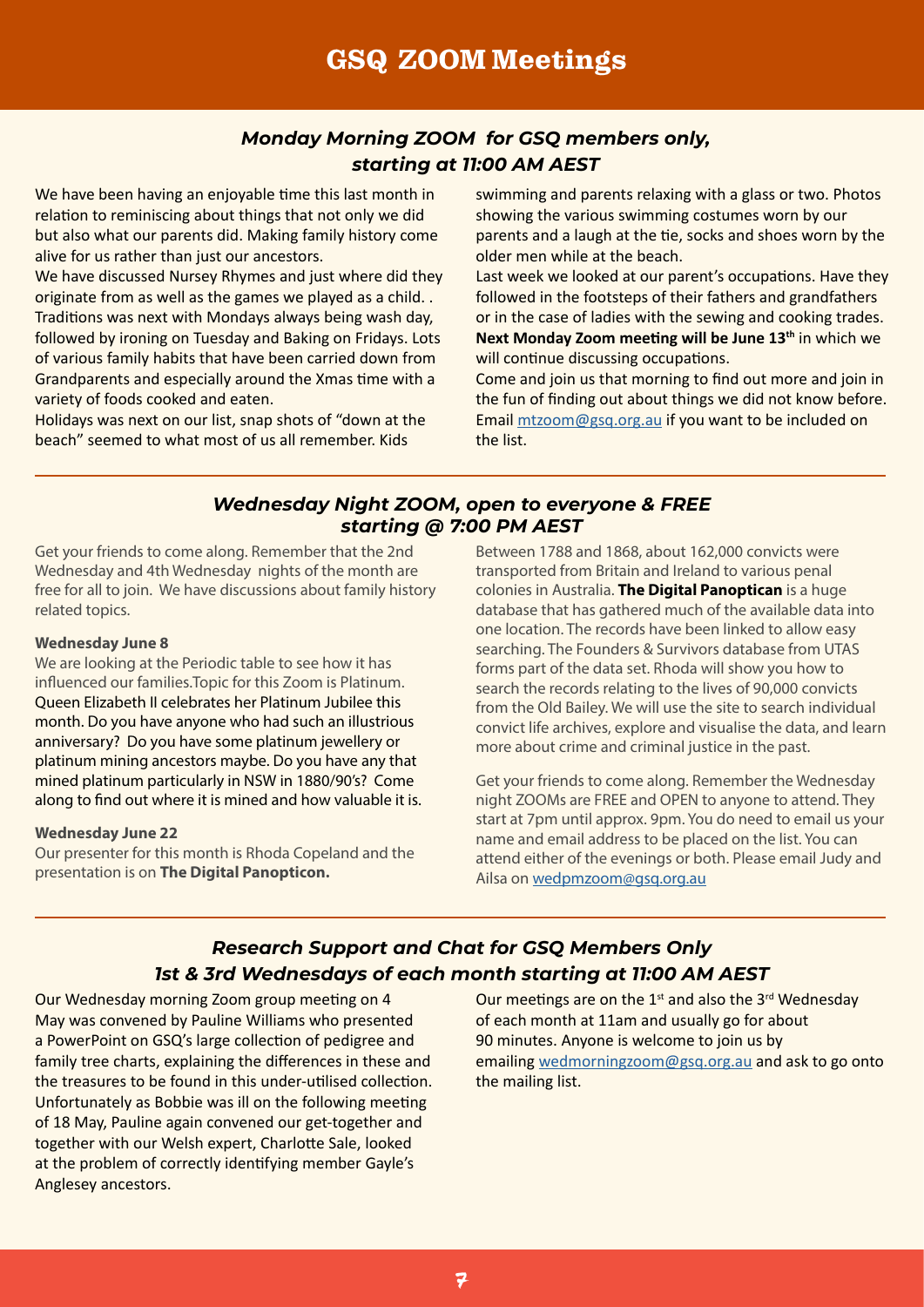# GSQ ZOOM Meetings

## *Monday Morning ZOOM for GSQ members only, starting at 11:00 AM AEST*

We have been having an enjoyable time this last month in relation to reminiscing about things that not only we did but also what our parents did. Making family history come alive for us rather than just our ancestors.

We have discussed Nursey Rhymes and just where did they originate from as well as the games we played as a child. . Traditions was next with Mondays always being wash day, followed by ironing on Tuesday and Baking on Fridays. Lots of various family habits that have been carried down from Grandparents and especially around the Xmas time with a variety of foods cooked and eaten.

Holidays was next on our list, snap shots of "down at the beach" seemed to what most of us all remember. Kids swimming and parents relaxing with a glass or two. Photos showing the various swimming costumes worn by our parents and a laugh at the tie, socks and shoes worn by the older men while at the beach.

Last week we looked at our parent's occupations. Have they followed in the footsteps of their fathers and grandfathers or in the case of ladies with the sewing and cooking trades. **Next Monday Zoom meeting will be June 13th** in which we will continue discussing occupations.

Come and join us that morning to find out more and join in the fun of finding out about things we did not know before. Email mtzoom@gsq.org.au if you want to be included on the list.

## *Wednesday Night ZOOM, open to everyone & FREE starting @ 7:00 PM AEST*

Get your friends to come along. Remember that the 2nd Wednesday and 4th Wednesday nights of the month are free for all to join. We have discussions about family history related topics.

**Wednesday June 8**

We are looking at the Periodic table to see how it has influenced our families.Topic for this Zoom is Platinum. Queen Elizabeth II celebrates her Platinum Jubilee this month. Do you have anyone who had such an illustrious anniversary? Do you have some platinum jewellery or platinum mining ancestors maybe. Do you have any that mined platinum particularly in NSW in 1880/90's? Come along to find out where it is mined and how valuable it is.

**Wednesday June 22**

Our presenter for this month is Rhoda Copeland and the presentation is on **The Digital Panopticon.**

Between 1788 and 1868, about 162,000 convicts were transported from Britain and Ireland to various penal colonies in Australia. **The Digital Panoptican** is a huge database that has gathered much of the available data into one location. The records have been linked to allow easy searching. The Founders & Survivors database from UTAS forms part of the data set. Rhoda will show you how to search the records relating to the lives of 90,000 convicts from the Old Bailey. We will use the site to search individual convict life archives, explore and visualise the data, and learn more about crime and criminal justice in the past.

Get your friends to come along. Remember the Wednesday night ZOOMs are FREE and OPEN to anyone to attend. They start at 7pm until approx. 9pm. You do need to email us your name and email address to be placed on the list. You can attend either of the evenings or both. Please email Judy and Ailsa on wedpmzoom@gsq.org.au

## *Research Support and Chat for GSQ Members Only 1st & 3rd Wednesdays of each month starting at 11:00 AM AEST*

Our Wednesday morning Zoom group meeting on 4 May was convened by Pauline Williams who presented a PowerPoint on GSQ's large collection of pedigree and family tree charts, explaining the differences in these and the treasures to be found in this under-utilised collection. Unfortunately as Bobbie was ill on the following meeting of 18 May, Pauline again convened our get-together and together with our Welsh expert, Charlotte Sale, looked at the problem of correctly identifying member Gayle's Anglesey ancestors.

Our meetings are on the 1st and also the 3rd Wednesday of each month at 11am and usually go for about 90 minutes. Anyone is welcome to join us by emailing wedmorningzoom@gsq.org.au and ask to go onto the mailing list.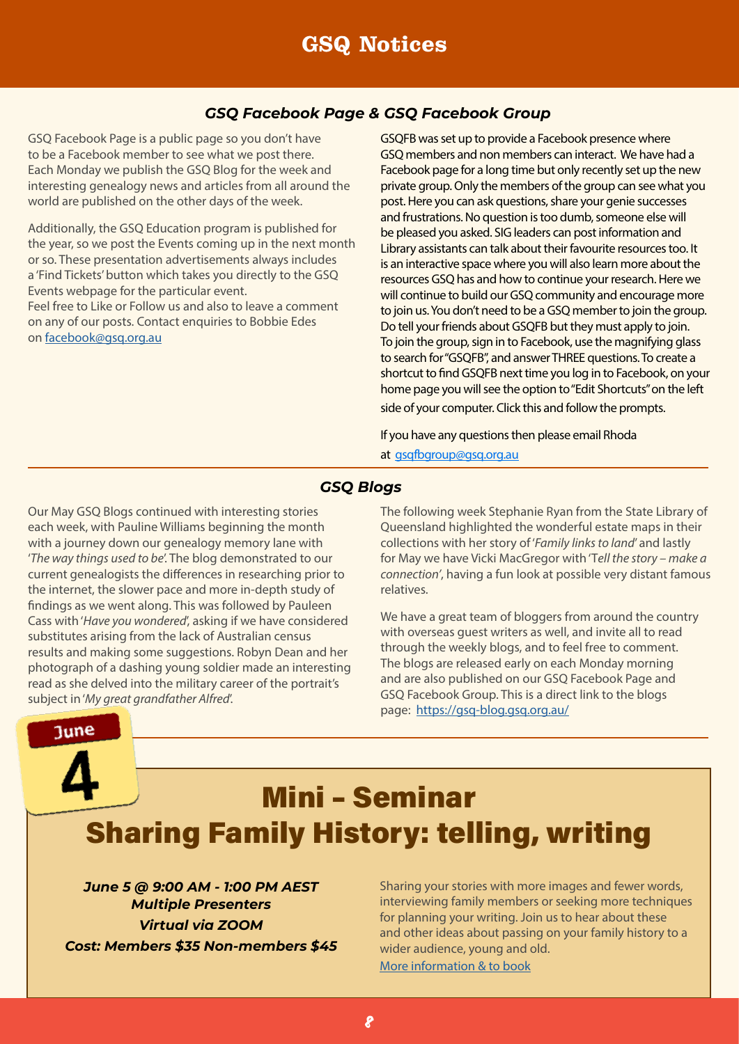# GSQ Notices

## *GSQ Facebook Page & GSQ Facebook Group*

GSQ Facebook Page is a public page so you don't have to be a Facebook member to see what we post there. Each Monday we publish the GSQ Blog for the week and interesting genealogy news and articles from all around the world are published on the other days of the week.

Additionally, the GSQ Education program is published for the year, so we post the Events coming up in the next month or so. These presentation advertisements always includes a 'Find Tickets' button which takes you directly to the GSQ Events webpage for the particular event.
Feel free to Like or Follow us and also to leave a comment on any of our posts. Contact enquiries to Bobbie Edes on facebook@gsq.org.au

GSQFB was set up to provide a Facebook presence where GSQ members and non members can interact. We have had a Facebook page for a long time but only recently set up the new private group. Only the members of the group can see what you post. Here you can ask questions, share your genie successes and frustrations. No question is too dumb, someone else will be pleased you asked. SIG leaders can post information and Library assistants can talk about their favourite resources too. It is an interactive space where you will also learn more about the resources GSQ has and how to continue your research. Here we will continue to build our GSQ community and encourage more to join us. You don't need to be a GSQ member to join the group. Do tell your friends about GSQFB but they must apply to join. To join the group, sign in to Facebook, use the magnifying glass to search for "GSQFB", and answer THREE questions. To create a shortcut to find GSQFB next time you log in to Facebook, on your home page you will see the option to "Edit Shortcuts" on the left side of your computer. Click this and follow the prompts.

If you have any questions then please email Rhoda at gsqfbgroup@gsq.org.au

## *GSQ Blogs*

Our May GSQ Blogs continued with interesting stories each week, with Pauline Williams beginning the month with a journey down our genealogy memory lane with '*The way things used to be*'. The blog demonstrated to our current genealogists the differences in researching prior to the internet, the slower pace and more in-depth study of findings as we went along. This was followed by Pauleen Cass with '*Have you wondered*', asking if we have considered substitutes arising from the lack of Australian census results and making some suggestions. Robyn Dean and her photograph of a dashing young soldier made an interesting read as she delved into the military career of the portrait's subject in '*My great grandfather Alfred*'.

The following week Stephanie Ryan from the State Library of Queensland highlighted the wonderful estate maps in their collections with her story of '*Family links to land*' and lastly for May we have Vicki MacGregor with 'T*ell the story – make a connection*', having a fun look at possible very distant famous relatives.

We have a great team of bloggers from around the country with overseas guest writers as well, and invite all to read through the weekly blogs, and to feel free to comment. The blogs are released early on each Monday morning and are also published on our GSQ Facebook Page and GSQ Facebook Group. This is a direct link to the blogs page: https://gsq-blog.gsq.org.au/

June 4

# Mini – Seminar
# Sharing Family History: telling, writing

***June 5 @ 9:00 AM - 1:00 PM AEST***
***Multiple Presenters***
***Virtual via ZOOM***
***Cost: Members $35 Non-members $45***

Sharing your stories with more images and fewer words, interviewing family members or seeking more techniques for planning your writing. Join us to hear about these and other ideas about passing on your family history to a wider audience, young and old.
More information & to book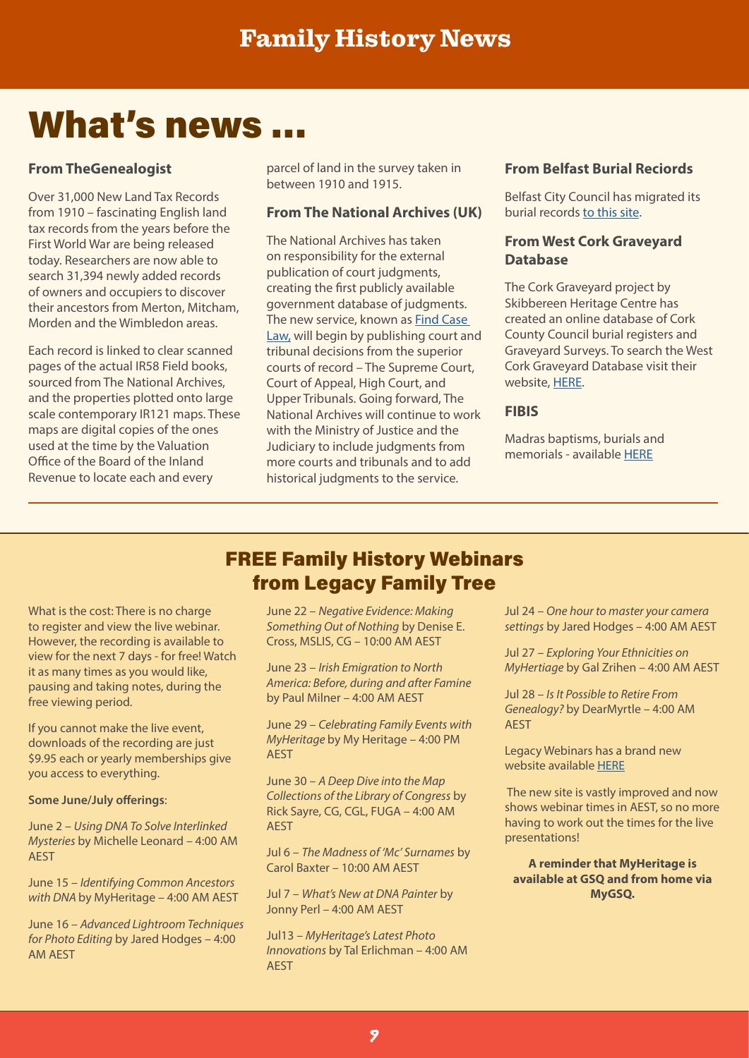# Family History News

# What's news ...

### From TheGenealogist

Over 31,000 New Land Tax Records from 1910 – fascinating English land tax records from the years before the First World War are being released today. Researchers are now able to search 31,394 newly added records of owners and occupiers to discover their ancestors from Merton, Mitcham, Morden and the Wimbledon areas.

Each record is linked to clear scanned pages of the actual IR58 Field books, sourced from The National Archives, and the properties plotted onto large scale contemporary IR121 maps. These maps are digital copies of the ones used at the time by the Valuation Office of the Board of the Inland Revenue to locate each and every parcel of land in the survey taken in between 1910 and 1915.

### From The National Archives (UK)

The National Archives has taken on responsibility for the external publication of court judgments, creating the first publicly available government database of judgments. The new service, known as Find Case Law, will begin by publishing court and tribunal decisions from the superior courts of record – The Supreme Court, Court of Appeal, High Court, and Upper Tribunals. Going forward, The National Archives will continue to work with the Ministry of Justice and the Judiciary to include judgments from more courts and tribunals and to add historical judgments to the service.

### From Belfast Burial Reciords

Belfast City Council has migrated its burial records to this site.

### From West Cork Graveyard Database

The Cork Graveyard project by Skibbereen Heritage Centre has created an online database of Cork County Council burial registers and Graveyard Surveys. To search the West Cork Graveyard Database visit their website, HERE.

### FIBIS

Madras baptisms, burials and memorials - available HERE

## FREE Family History Webinars from Legacy Family Tree

What is the cost: There is no charge to register and view the live webinar. However, the recording is available to view for the next 7 days - for free! Watch it as many times as you would like, pausing and taking notes, during the free viewing period.

If you cannot make the live event, downloads of the recording are just $9.95 each or yearly memberships give you access to everything.

**Some June/July offerings**:

June 2 – *Using DNA To Solve Interlinked Mysteries* by Michelle Leonard – 4:00 AM AEST

June 15 – *Identifying Common Ancestors with DNA* by MyHeritage – 4:00 AM AEST

June 16 – *Advanced Lightroom Techniques for Photo Editing* by Jared Hodges – 4:00 AM AEST

June 22 – *Negative Evidence: Making Something Out of Nothing* by Denise E. Cross, MSLIS, CG – 10:00 AM AEST

June 23 – *Irish Emigration to North America: Before, during and after Famine* by Paul Milner – 4:00 AM AEST

June 29 – *Celebrating Family Events with MyHeritage* by My Heritage – 4:00 PM AEST

June 30 – *A Deep Dive into the Map Collections of the Library of Congress* by Rick Sayre, CG, CGL, FUGA – 4:00 AM AEST

Jul 6 – *The Madness of 'Mc' Surnames* by Carol Baxter – 10:00 AM AEST

Jul 7 – *What's New at DNA Painter* by Jonny Perl – 4:00 AM AEST

Jul13 – *MyHeritage's Latest Photo Innovations* by Tal Erlichman – 4:00 AM AEST

Jul 24 – *One hour to master your camera settings* by Jared Hodges – 4:00 AM AEST

Jul 27 – *Exploring Your Ethnicities on MyHertiage* by Gal Zrihen – 4:00 AM AEST

Jul 28 – *Is It Possible to Retire From Genealogy?* by DearMyrtle – 4:00 AM AEST

Legacy Webinars has a brand new website available HERE

The new site is vastly improved and now shows webinar times in AEST, so no more having to work out the times for the live presentations!

**A reminder that MyHeritage is available at GSQ and from home via MyGSQ.**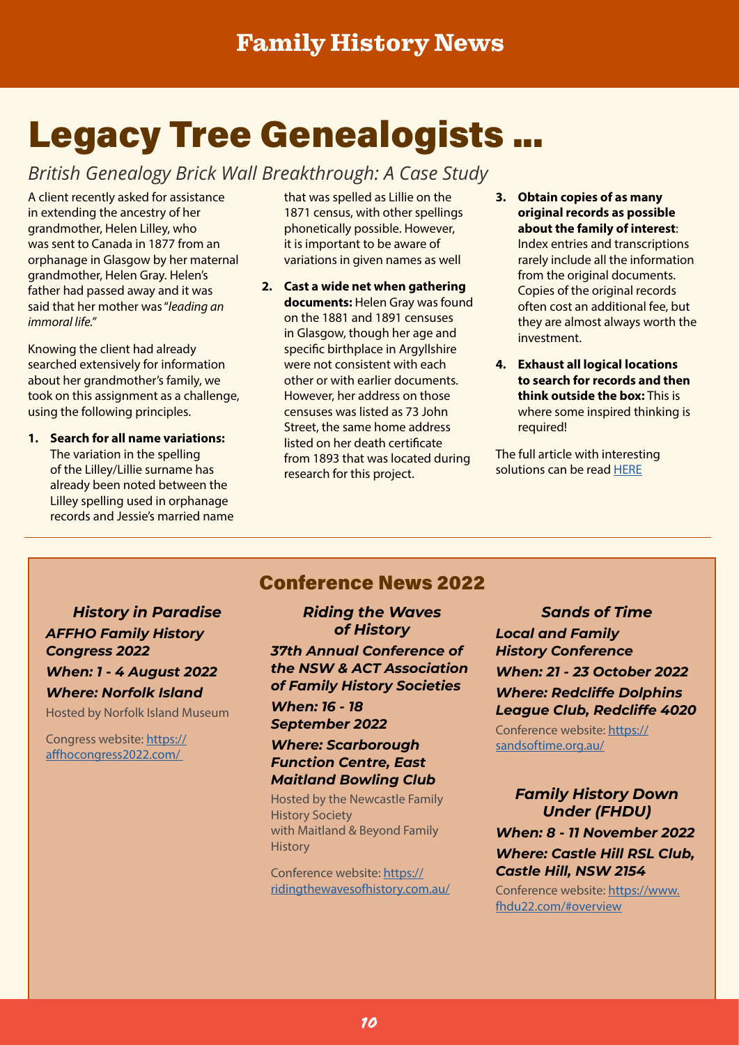# Legacy Tree Genealogists ...

*British Genealogy Brick Wall Breakthrough: A Case Study*

A client recently asked for assistance in extending the ancestry of her grandmother, Helen Lilley, who was sent to Canada in 1877 from an orphanage in Glasgow by her maternal grandmother, Helen Gray. Helen's father had passed away and it was said that her mother was "*leading an immoral life*."

Knowing the client had already searched extensively for information about her grandmother's family, we took on this assignment as a challenge, using the following principles.

1. **Search for all name variations:** The variation in the spelling of the Lilley/Lillie surname has already been noted between the Lilley spelling used in orphanage records and Jessie's married name that was spelled as Lillie on the 1871 census, with other spellings phonetically possible. However, it is important to be aware of variations in given names as well
2. **Cast a wide net when gathering documents:** Helen Gray was found on the 1881 and 1891 censuses in Glasgow, though her age and specific birthplace in Argyllshire were not consistent with each other or with earlier documents. However, her address on those censuses was listed as 73 John Street, the same home address listed on her death certificate from 1893 that was located during research for this project.
3. **Obtain copies of as many original records as possible about the family of interest**: Index entries and transcriptions rarely include all the information from the original documents. Copies of the original records often cost an additional fee, but they are almost always worth the investment.
4. **Exhaust all logical locations to search for records and then think outside the box:** This is where some inspired thinking is required!

The full article with interesting solutions can be read [HERE]

## Conference News 2022

***History in Paradise***

***AFFHO Family History Congress 2022***

***When: 1 - 4 August 2022***

***Where: Norfolk Island***

Hosted by Norfolk Island Museum

Congress website: https://affhocongress2022.com/

***Riding the Waves of History***

***37th Annual Conference of the NSW & ACT Association of Family History Societies***

***When: 16 - 18 September 2022***

***Where: Scarborough Function Centre, East Maitland Bowling Club***

Hosted by the Newcastle Family History Society with Maitland & Beyond Family History

Conference website: https://ridingthewavesofhistory.com.au/

***Sands of Time***

***Local and Family History Conference***

***When: 21 - 23 October 2022***

***Where: Redcliffe Dolphins League Club, Redcliffe 4020***

Conference website: https://sandsoftime.org.au/

***Family History Down Under (FHDU)***

***When: 8 - 11 November 2022***

***Where: Castle Hill RSL Club, Castle Hill, NSW 2154***

Conference website: https://www.fhdu22.com/#overview